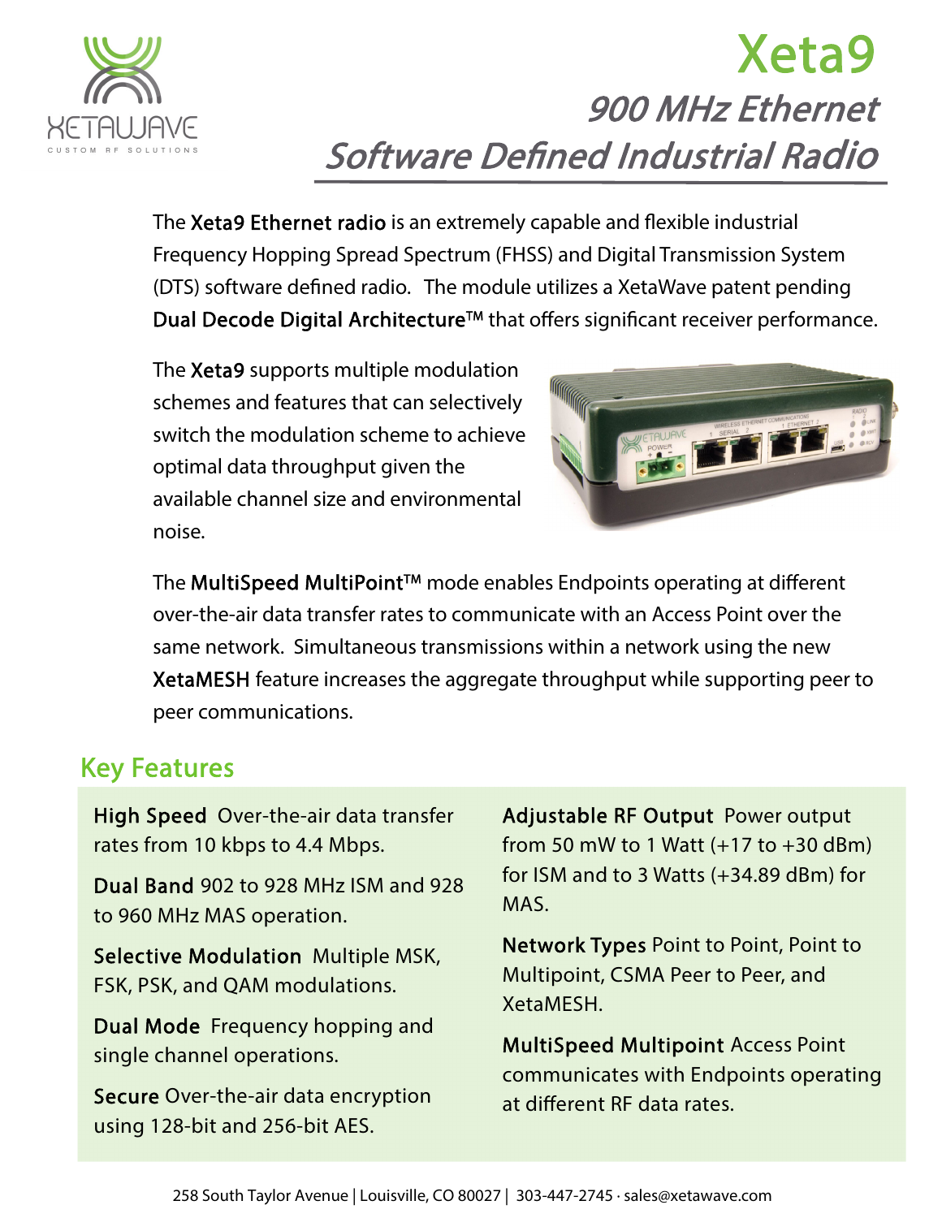# Xeta9

## *900 MHz Ethernet Software Defined Industrial Radio*

The **Xeta9 Ethernet radio** is an extremely capable and flexible industrial Frequency Hopping Spread Spectrum (FHSS) and Digital Transmission System (DTS) software defined radio. The module utilizes a XetaWave patent pending **Dual Decode Digital Architecture™** that offers significant receiver performance.

The **Xeta9** supports multiple modulation schemes and features that can selectively switch the modulation scheme to achieve optimal data throughput given the available channel size and environmental noise.

The **MultiSpeed MultiPoint™** mode enables Endpoints operating at different over-the-air data transfer rates to communicate with an Access Point over the same network. Simultaneous transmissions within a network using the new **XetaMESH** feature increases the aggregate throughput while supporting peer to peer communications.

## Key Features

**High Speed** Over-the-air data transfer rates from 10 kbps to 4.4 Mbps.

**Dual Band** 902 to 928 MHz ISM and 928 to 960 MHz MAS operation.

**Selective Modulation** Multiple MSK, FSK, PSK, and QAM modulations.

**Dual Mode** Frequency hopping and single channel operations.

**Secure** Over-the-air data encryption using 128-bit and 256-bit AES.

**Adjustable RF Output** Power output from 50 mW to 1 Watt (+17 to +30 dBm) for ISM and to 3 Watts (+34.89 dBm) for MAS.

**Network Types** Point to Point, Point to Multipoint, CSMA Peer to Peer, and XetaMESH.

**MultiSpeed Multipoint** Access Point communicates with Endpoints operating at different RF data rates.

258 South Taylor Avenue | Louisville, CO 80027 | 303-447-2745 · sales@xetawave.com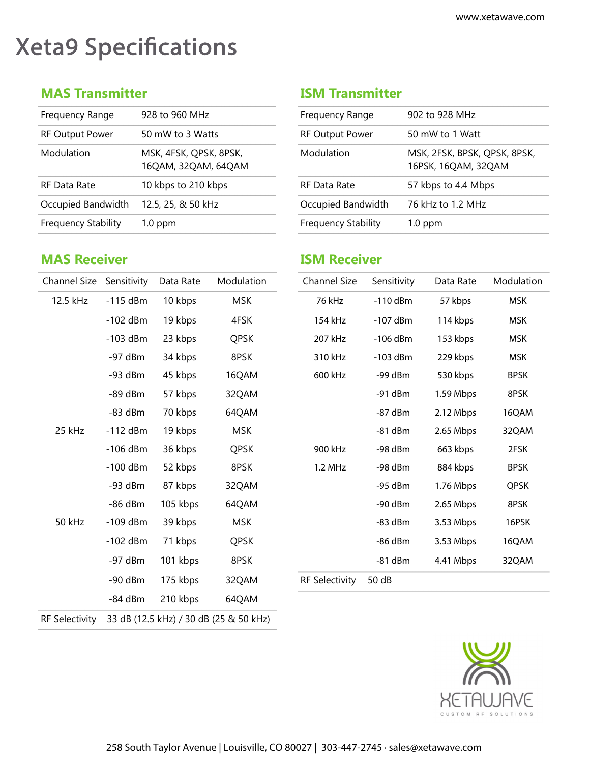# Xeta9 Specifications

## MAS Transmitter

| | |
|---|---|
| Frequency Range | 928 to 960 MHz |
| RF Output Power | 50 mW to 3 Watts |
| Modulation | MSK, 4FSK, QPSK, 8PSK, 16QAM, 32QAM, 64QAM |
| RF Data Rate | 10 kbps to 210 kbps |
| Occupied Bandwidth | 12.5, 25, & 50 kHz |
| Frequency Stability | 1.0 ppm |

## ISM Transmitter

| | |
|---|---|
| Frequency Range | 902 to 928 MHz |
| RF Output Power | 50 mW to 1 Watt |
| Modulation | MSK, 2FSK, BPSK, QPSK, 8PSK, 16PSK, 16QAM, 32QAM |
| RF Data Rate | 57 kbps to 4.4 Mbps |
| Occupied Bandwidth | 76 kHz to 1.2 MHz |
| Frequency Stability | 1.0 ppm |

## MAS Receiver

| Channel Size | Sensitivity | Data Rate | Modulation |
|---|---|---|---|
| 12.5 kHz | -115 dBm | 10 kbps | MSK |
| | -102 dBm | 19 kbps | 4FSK |
| | -103 dBm | 23 kbps | QPSK |
| | -97 dBm | 34 kbps | 8PSK |
| | -93 dBm | 45 kbps | 16QAM |
| | -89 dBm | 57 kbps | 32QAM |
| | -83 dBm | 70 kbps | 64QAM |
| 25 kHz | -112 dBm | 19 kbps | MSK |
| | -106 dBm | 36 kbps | QPSK |
| | -100 dBm | 52 kbps | 8PSK |
| | -93 dBm | 87 kbps | 32QAM |
| | -86 dBm | 105 kbps | 64QAM |
| 50 kHz | -109 dBm | 39 kbps | MSK |
| | -102 dBm | 71 kbps | QPSK |
| | -97 dBm | 101 kbps | 8PSK |
| | -90 dBm | 175 kbps | 32QAM |
| | -84 dBm | 210 kbps | 64QAM |
| RF Selectivity | 33 dB (12.5 kHz) / 30 dB (25 & 50 kHz) | | |

## ISM Receiver

| Channel Size | Sensitivity | Data Rate | Modulation |
|---|---|---|---|
| 76 kHz | -110 dBm | 57 kbps | MSK |
| 154 kHz | -107 dBm | 114 kbps | MSK |
| 207 kHz | -106 dBm | 153 kbps | MSK |
| 310 kHz | -103 dBm | 229 kbps | MSK |
| 600 kHz | -99 dBm | 530 kbps | BPSK |
| | -91 dBm | 1.59 Mbps | 8PSK |
| | -87 dBm | 2.12 Mbps | 16QAM |
| | -81 dBm | 2.65 Mbps | 32QAM |
| 900 kHz | -98 dBm | 663 kbps | 2FSK |
| 1.2 MHz | -98 dBm | 884 kbps | BPSK |
| | -95 dBm | 1.76 Mbps | QPSK |
| | -90 dBm | 2.65 Mbps | 8PSK |
| | -83 dBm | 3.53 Mbps | 16PSK |
| | -86 dBm | 3.53 Mbps | 16QAM |
| | -81 dBm | 4.41 Mbps | 32QAM |
| RF Selectivity | 50 dB | | |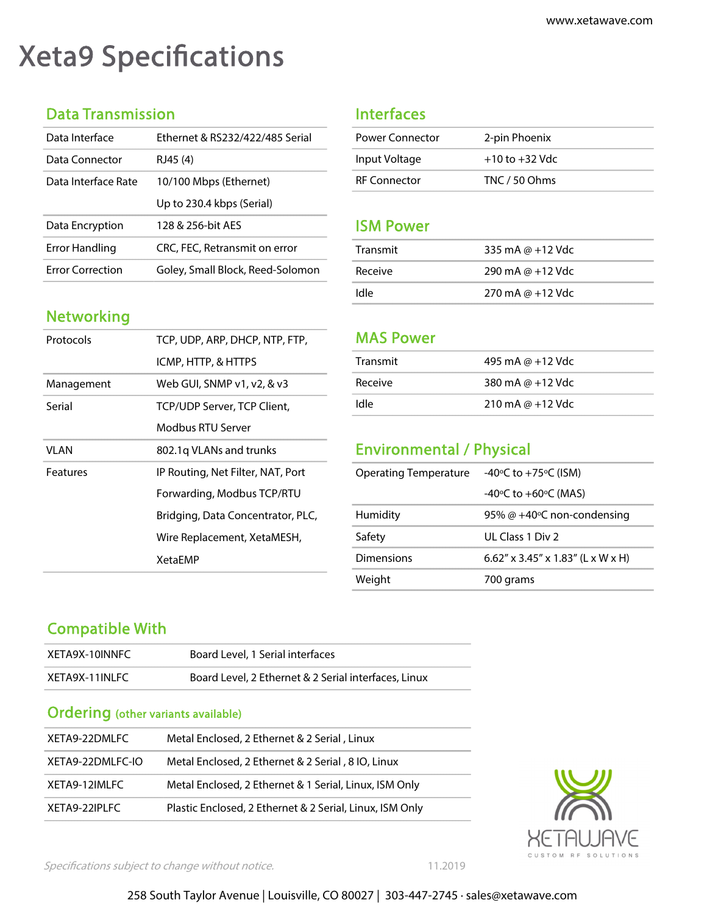# Xeta9 Specifications

## Data Transmission

| | |
|---|---|
| Data Interface | Ethernet & RS232/422/485 Serial |
| Data Connector | RJ45 (4) |
| Data Interface Rate | 10/100 Mbps (Ethernet)<br>Up to 230.4 kbps (Serial) |
| Data Encryption | 128 & 256-bit AES |
| Error Handling | CRC, FEC, Retransmit on error |
| Error Correction | Goley, Small Block, Reed-Solomon |

## Networking

| | |
|---|---|
| Protocols | TCP, UDP, ARP, DHCP, NTP, FTP, ICMP, HTTP, & HTTPS |
| Management | Web GUI, SNMP v1, v2, & v3 |
| Serial | TCP/UDP Server, TCP Client, Modbus RTU Server |
| VLAN | 802.1q VLANs and trunks |
| Features | IP Routing, Net Filter, NAT, Port Forwarding, Modbus TCP/RTU Bridging, Data Concentrator, PLC, Wire Replacement, XetaMESH, XetaEMP |

## Interfaces

| | |
|---|---|
| Power Connector | 2-pin Phoenix |
| Input Voltage | +10 to +32 Vdc |
| RF Connector | TNC / 50 Ohms |

## ISM Power

| | |
|---|---|
| Transmit | 335 mA @ +12 Vdc |
| Receive | 290 mA @ +12 Vdc |
| Idle | 270 mA @ +12 Vdc |

## MAS Power

| | |
|---|---|
| Transmit | 495 mA @ +12 Vdc |
| Receive | 380 mA @ +12 Vdc |
| Idle | 210 mA @ +12 Vdc |

## Environmental / Physical

| | |
|---|---|
| Operating Temperature | -40°C to +75°C (ISM)<br>-40°C to +60°C (MAS) |
| Humidity | 95% @ +40°C non-condensing |
| Safety | UL Class 1 Div 2 |
| Dimensions | 6.62" x 3.45" x 1.83" (L x W x H) |
| Weight | 700 grams |

## Compatible With

| | |
|---|---|
| XETA9X-10INNFC | Board Level, 1 Serial interfaces |
| XETA9X-11INLFC | Board Level, 2 Ethernet & 2 Serial interfaces, Linux |

## Ordering (other variants available)

| | |
|---|---|
| XETA9-22DMLFC | Metal Enclosed, 2 Ethernet & 2 Serial , Linux |
| XETA9-22DMLFC-IO | Metal Enclosed, 2 Ethernet & 2 Serial , 8 IO, Linux |
| XETA9-12IMLFC | Metal Enclosed, 2 Ethernet & 1 Serial, Linux, ISM Only |
| XETA9-22IPLFC | Plastic Enclosed, 2 Ethernet & 2 Serial, Linux, ISM Only |

*Specifications subject to change without notice.* 11.2019

258 South Taylor Avenue | Louisville, CO 80027 | 303-447-2745 · sales@xetawave.com